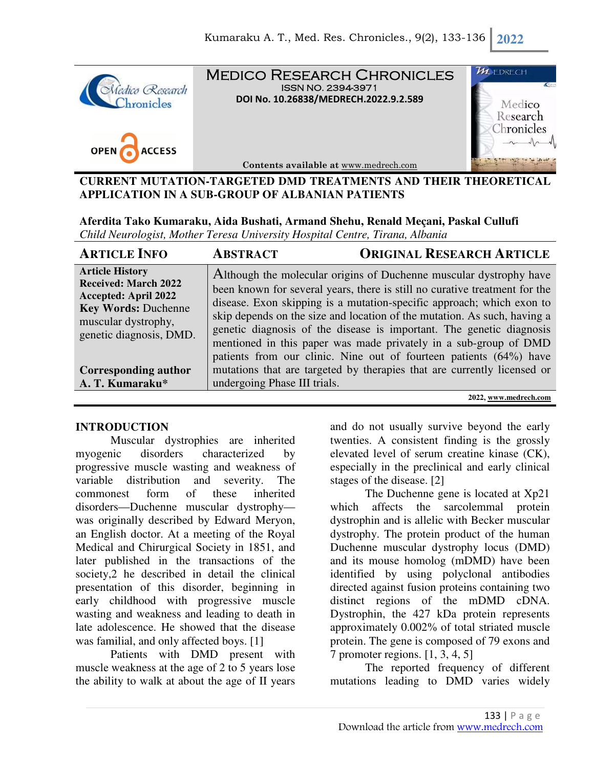# MEDICO RESEARCH CHRONICLES

ISSN NO. 2394-3971

DOI No. 10.26838/MEDRECH.2022.9.2.589

Contents available at www.medrech.com

## CURRENT MUTATION-TARGETED DMD TREATMENTS AND THEIR THEORETICAL APPLICATION IN A SUB-GROUP OF ALBANIAN PATIENTS

**Aferdita Tako Kumaraku, Aida Bushati, Armand Shehu, Renald Meçani, Paskal Cullufi**

*Child Neurologist, Mother Teresa University Hospital Centre, Tirana, Albania*

| ARTICLE INFO | ABSTRACT | ORIGINAL RESEARCH ARTICLE |
|---|---|---|
| **Article History**<br>**Received: March 2022**<br>**Accepted: April 2022**<br>**Key Words:** Duchenne muscular dystrophy, genetic diagnosis, DMD.<br><br>**Corresponding author**<br>**A. T. Kumaraku*** | Although the molecular origins of Duchenne muscular dystrophy have been known for several years, there is still no curative treatment for the disease. Exon skipping is a mutation-specific approach; which exon to skip depends on the size and location of the mutation. As such, having a genetic diagnosis of the disease is important. The genetic diagnosis mentioned in this paper was made privately in a sub-group of DMD patients from our clinic. Nine out of fourteen patients (64%) have mutations that are targeted by therapies that are currently licensed or undergoing Phase III trials. | |

**2022, www.medrech.com**

## INTRODUCTION

Muscular dystrophies are inherited myogenic disorders characterized by progressive muscle wasting and weakness of variable distribution and severity. The commonest form of these inherited disorders—Duchenne muscular dystrophy—was originally described by Edward Meryon, an English doctor. At a meeting of the Royal Medical and Chirurgical Society in 1851, and later published in the transactions of the society,2 he described in detail the clinical presentation of this disorder, beginning in early childhood with progressive muscle wasting and weakness and leading to death in late adolescence. He showed that the disease was familial, and only affected boys. [1]

Patients with DMD present with muscle weakness at the age of 2 to 5 years lose the ability to walk at about the age of II years and do not usually survive beyond the early twenties. A consistent finding is the grossly elevated level of serum creatine kinase (CK), especially in the preclinical and early clinical stages of the disease. [2]

The Duchenne gene is located at Xp21 which affects the sarcolemmal protein dystrophin and is allelic with Becker muscular dystrophy. The protein product of the human Duchenne muscular dystrophy locus (DMD) and its mouse homolog (mDMD) have been identified by using polyclonal antibodies directed against fusion proteins containing two distinct regions of the mDMD cDNA. Dystrophin, the 427 kDa protein represents approximately 0.002% of total striated muscle protein. The gene is composed of 79 exons and 7 promoter regions. [1, 3, 4, 5]

The reported frequency of different mutations leading to DMD varies widely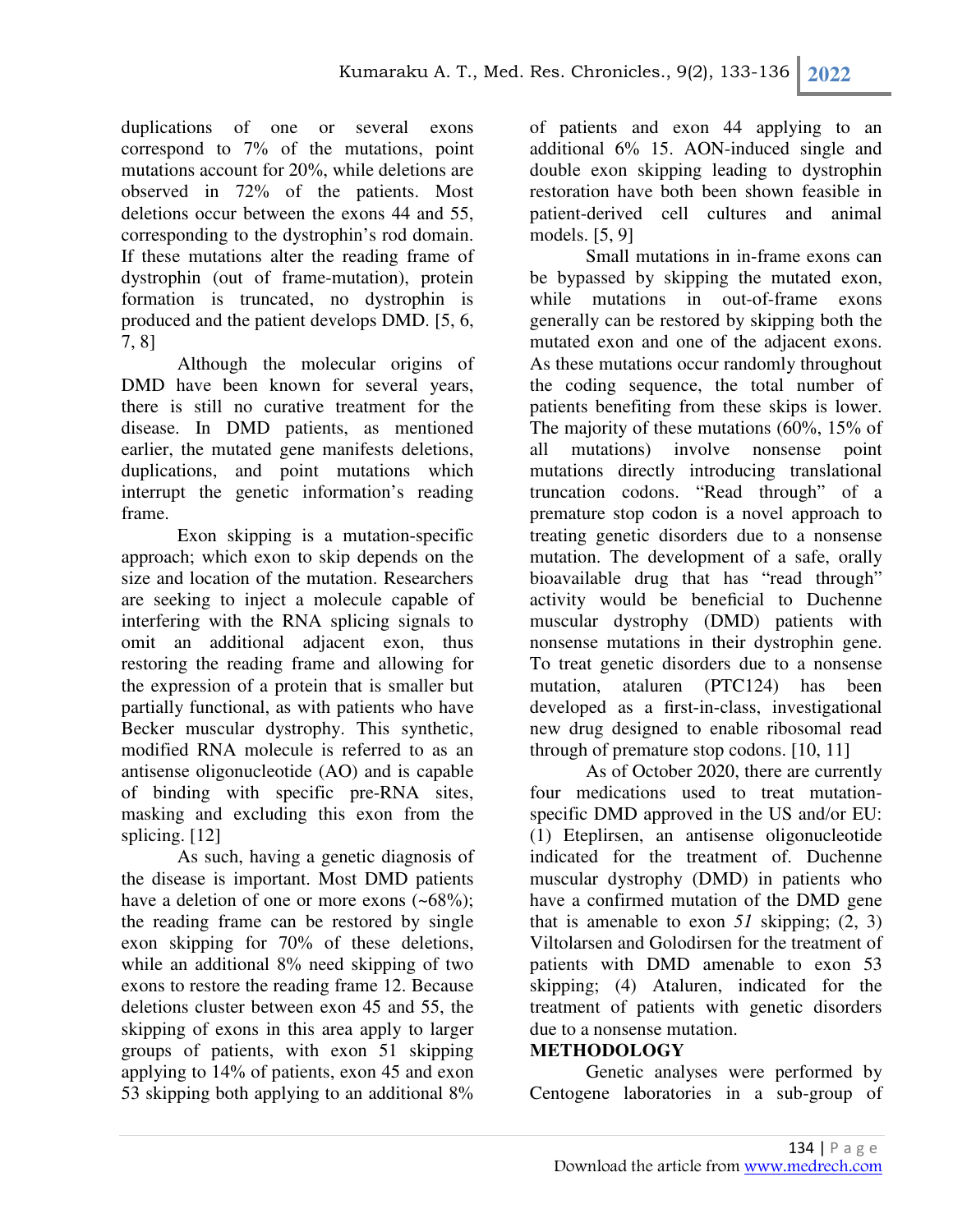duplications of one or several exons correspond to 7% of the mutations, point mutations account for 20%, while deletions are observed in 72% of the patients. Most deletions occur between the exons 44 and 55, corresponding to the dystrophin's rod domain. If these mutations alter the reading frame of dystrophin (out of frame-mutation), protein formation is truncated, no dystrophin is produced and the patient develops DMD. [5, 6, 7, 8]

Although the molecular origins of DMD have been known for several years, there is still no curative treatment for the disease. In DMD patients, as mentioned earlier, the mutated gene manifests deletions, duplications, and point mutations which interrupt the genetic information's reading frame.

Exon skipping is a mutation-specific approach; which exon to skip depends on the size and location of the mutation. Researchers are seeking to inject a molecule capable of interfering with the RNA splicing signals to omit an additional adjacent exon, thus restoring the reading frame and allowing for the expression of a protein that is smaller but partially functional, as with patients who have Becker muscular dystrophy. This synthetic, modified RNA molecule is referred to as an antisense oligonucleotide (AO) and is capable of binding with specific pre-RNA sites, masking and excluding this exon from the splicing. [12]

As such, having a genetic diagnosis of the disease is important. Most DMD patients have a deletion of one or more exons (~68%); the reading frame can be restored by single exon skipping for 70% of these deletions, while an additional 8% need skipping of two exons to restore the reading frame 12. Because deletions cluster between exon 45 and 55, the skipping of exons in this area apply to larger groups of patients, with exon 51 skipping applying to 14% of patients, exon 45 and exon 53 skipping both applying to an additional 8% of patients and exon 44 applying to an additional 6% 15. AON-induced single and double exon skipping leading to dystrophin restoration have both been shown feasible in patient-derived cell cultures and animal models. [5, 9]

Small mutations in in-frame exons can be bypassed by skipping the mutated exon, while mutations in out-of-frame exons generally can be restored by skipping both the mutated exon and one of the adjacent exons. As these mutations occur randomly throughout the coding sequence, the total number of patients benefiting from these skips is lower. The majority of these mutations (60%, 15% of all mutations) involve nonsense point mutations directly introducing translational truncation codons. "Read through" of a premature stop codon is a novel approach to treating genetic disorders due to a nonsense mutation. The development of a safe, orally bioavailable drug that has "read through" activity would be beneficial to Duchenne muscular dystrophy (DMD) patients with nonsense mutations in their dystrophin gene. To treat genetic disorders due to a nonsense mutation, ataluren (PTC124) has been developed as a first-in-class, investigational new drug designed to enable ribosomal read through of premature stop codons. [10, 11]

As of October 2020, there are currently four medications used to treat mutation-specific DMD approved in the US and/or EU: (1) Eteplirsen, an antisense oligonucleotide indicated for the treatment of. Duchenne muscular dystrophy (DMD) in patients who have a confirmed mutation of the DMD gene that is amenable to exon *51* skipping; (2, 3) Viltolarsen and Golodirsen for the treatment of patients with DMD amenable to exon 53 skipping; (4) Ataluren, indicated for the treatment of patients with genetic disorders due to a nonsense mutation.

## METHODOLOGY

Genetic analyses were performed by Centogene laboratories in a sub-group of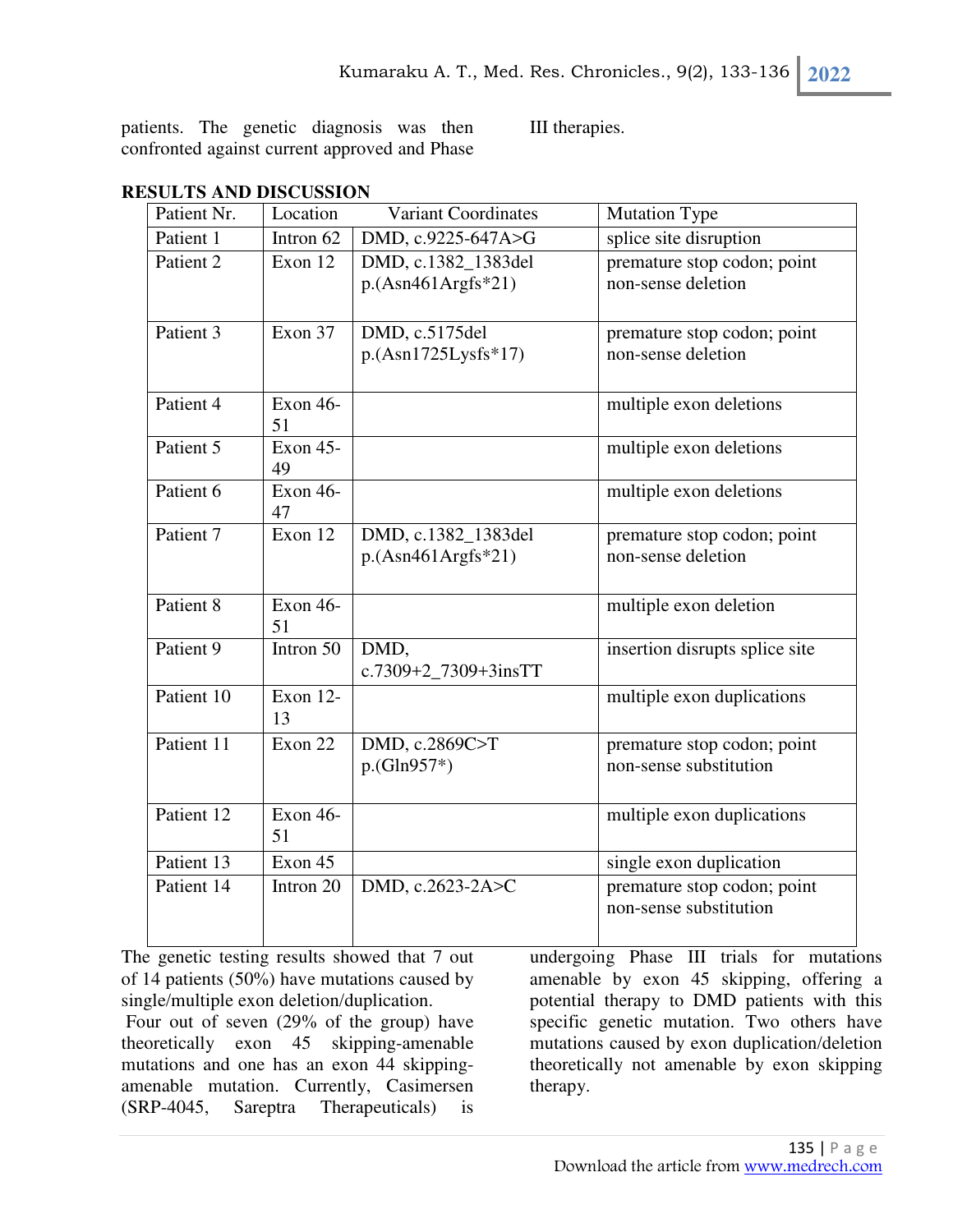patients. The genetic diagnosis was then confronted against current approved and Phase III therapies.

## RESULTS AND DISCUSSION

| Patient Nr. | Location | Variant Coordinates | Mutation Type |
|---|---|---|---|
| Patient 1 | Intron 62 | DMD, c.9225-647A>G | splice site disruption |
| Patient 2 | Exon 12 | DMD, c.1382_1383del p.(Asn461Argfs*21) | premature stop codon; point non-sense deletion |
| Patient 3 | Exon 37 | DMD, c.5175del p.(Asn1725Lysfs*17) | premature stop codon; point non-sense deletion |
| Patient 4 | Exon 46-51 | | multiple exon deletions |
| Patient 5 | Exon 45-49 | | multiple exon deletions |
| Patient 6 | Exon 46-47 | | multiple exon deletions |
| Patient 7 | Exon 12 | DMD, c.1382_1383del p.(Asn461Argfs*21) | premature stop codon; point non-sense deletion |
| Patient 8 | Exon 46-51 | | multiple exon deletion |
| Patient 9 | Intron 50 | DMD, c.7309+2_7309+3insTT | insertion disrupts splice site |
| Patient 10 | Exon 12-13 | | multiple exon duplications |
| Patient 11 | Exon 22 | DMD, c.2869C>T p.(Gln957*) | premature stop codon; point non-sense substitution |
| Patient 12 | Exon 46-51 | | multiple exon duplications |
| Patient 13 | Exon 45 | | single exon duplication |
| Patient 14 | Intron 20 | DMD, c.2623-2A>C | premature stop codon; point non-sense substitution |

The genetic testing results showed that 7 out of 14 patients (50%) have mutations caused by single/multiple exon deletion/duplication.

Four out of seven (29% of the group) have theoretically exon 45 skipping-amenable mutations and one has an exon 44 skipping-amenable mutation. Currently, Casimersen (SRP-4045, Sareptra Therapeuticals) is undergoing Phase III trials for mutations amenable by exon 45 skipping, offering a potential therapy to DMD patients with this specific genetic mutation. Two others have mutations caused by exon duplication/deletion theoretically not amenable by exon skipping therapy.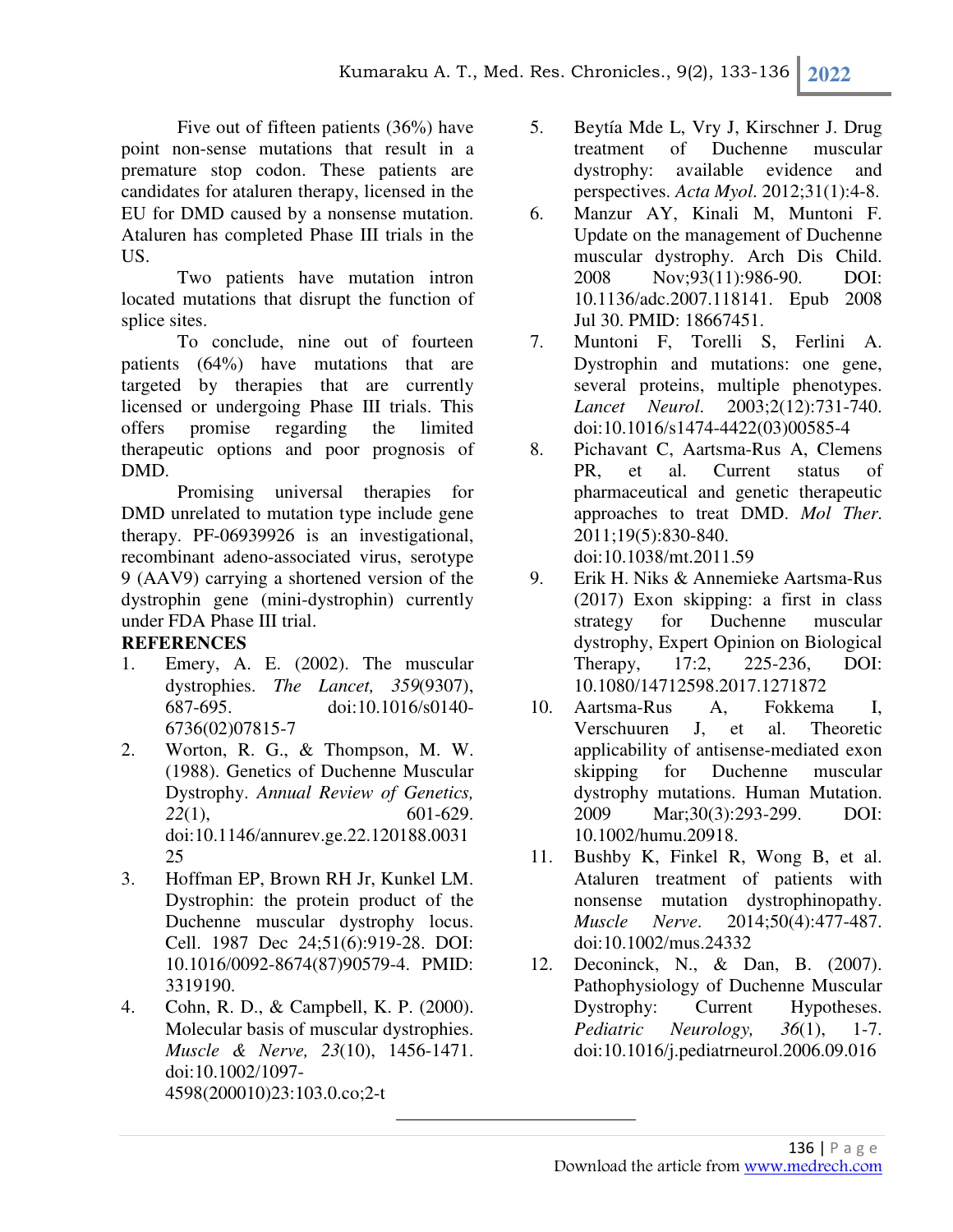Five out of fifteen patients (36%) have point non-sense mutations that result in a premature stop codon. These patients are candidates for ataluren therapy, licensed in the EU for DMD caused by a nonsense mutation. Ataluren has completed Phase III trials in the US.

Two patients have mutation intron located mutations that disrupt the function of splice sites.

To conclude, nine out of fourteen patients (64%) have mutations that are targeted by therapies that are currently licensed or undergoing Phase III trials. This offers promise regarding the limited therapeutic options and poor prognosis of DMD.

Promising universal therapies for DMD unrelated to mutation type include gene therapy. PF-06939926 is an investigational, recombinant adeno-associated virus, serotype 9 (AAV9) carrying a shortened version of the dystrophin gene (mini-dystrophin) currently under FDA Phase III trial.

**REFERENCES**

1. Emery, A. E. (2002). The muscular dystrophies. *The Lancet, 359*(9307), 687-695. doi:10.1016/s0140-6736(02)07815-7
2. Worton, R. G., & Thompson, M. W. (1988). Genetics of Duchenne Muscular Dystrophy. *Annual Review of Genetics, 22*(1), 601-629. doi:10.1146/annurev.ge.22.120188.003125
3. Hoffman EP, Brown RH Jr, Kunkel LM. Dystrophin: the protein product of the Duchenne muscular dystrophy locus. Cell. 1987 Dec 24;51(6):919-28. DOI: 10.1016/0092-8674(87)90579-4. PMID: 3319190.
4. Cohn, R. D., & Campbell, K. P. (2000). Molecular basis of muscular dystrophies. *Muscle & Nerve, 23*(10), 1456-1471. doi:10.1002/1097-4598(200010)23:103.0.co;2-t
5. Beytía Mde L, Vry J, Kirschner J. Drug treatment of Duchenne muscular dystrophy: available evidence and perspectives. *Acta Myol.* 2012;31(1):4-8.
6. Manzur AY, Kinali M, Muntoni F. Update on the management of Duchenne muscular dystrophy. Arch Dis Child. 2008 Nov;93(11):986-90. DOI: 10.1136/adc.2007.118141. Epub 2008 Jul 30. PMID: 18667451.
7. Muntoni F, Torelli S, Ferlini A. Dystrophin and mutations: one gene, several proteins, multiple phenotypes. *Lancet Neurol*. 2003;2(12):731-740. doi:10.1016/s1474-4422(03)00585-4
8. Pichavant C, Aartsma-Rus A, Clemens PR, et al. Current status of pharmaceutical and genetic therapeutic approaches to treat DMD. *Mol Ther*. 2011;19(5):830-840. doi:10.1038/mt.2011.59
9. Erik H. Niks & Annemieke Aartsma-Rus (2017) Exon skipping: a first in class strategy for Duchenne muscular dystrophy, Expert Opinion on Biological Therapy, 17:2, 225-236, DOI: 10.1080/14712598.2017.1271872
10. Aartsma-Rus A, Fokkema I, Verschuuren J, et al. Theoretic applicability of antisense-mediated exon skipping for Duchenne muscular dystrophy mutations. Human Mutation. 2009 Mar;30(3):293-299. DOI: 10.1002/humu.20918.
11. Bushby K, Finkel R, Wong B, et al. Ataluren treatment of patients with nonsense mutation dystrophinopathy. *Muscle Nerve*. 2014;50(4):477-487. doi:10.1002/mus.24332
12. Deconinck, N., & Dan, B. (2007). Pathophysiology of Duchenne Muscular Dystrophy: Current Hypotheses. *Pediatric Neurology, 36*(1), 1-7. doi:10.1016/j.pediatrneurol.2006.09.016